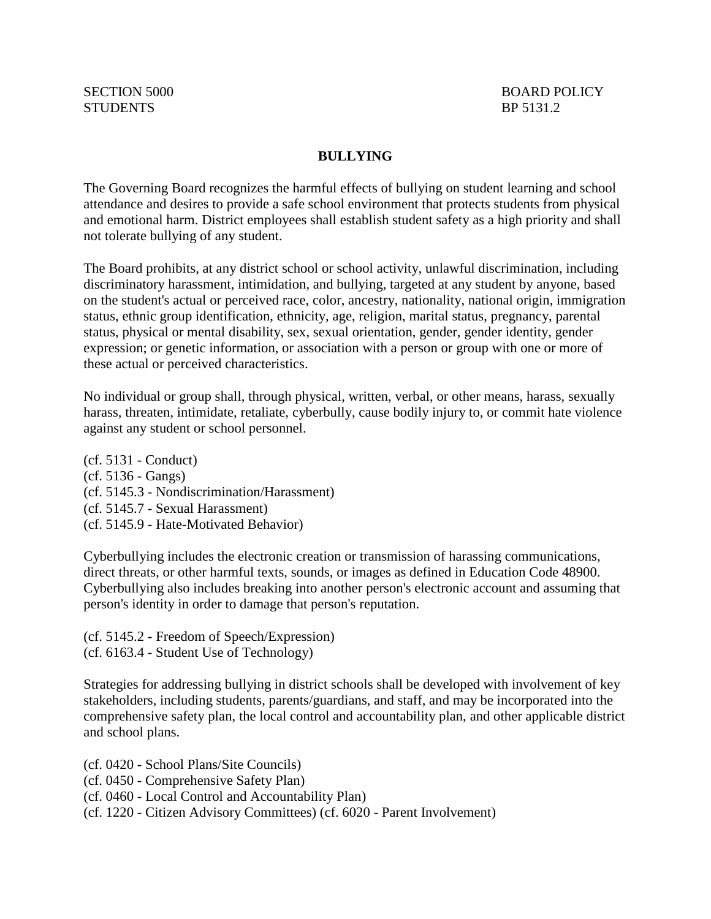SECTION 5000 BOARD POLICY
STUDENTS BP 5131.2

# BULLYING

The Governing Board recognizes the harmful effects of bullying on student learning and school attendance and desires to provide a safe school environment that protects students from physical and emotional harm. District employees shall establish student safety as a high priority and shall not tolerate bullying of any student.

The Board prohibits, at any district school or school activity, unlawful discrimination, including discriminatory harassment, intimidation, and bullying, targeted at any student by anyone, based on the student's actual or perceived race, color, ancestry, nationality, national origin, immigration status, ethnic group identification, ethnicity, age, religion, marital status, pregnancy, parental status, physical or mental disability, sex, sexual orientation, gender, gender identity, gender expression; or genetic information, or association with a person or group with one or more of these actual or perceived characteristics.

No individual or group shall, through physical, written, verbal, or other means, harass, sexually harass, threaten, intimidate, retaliate, cyberbully, cause bodily injury to, or commit hate violence against any student or school personnel.

(cf. 5131 - Conduct)
(cf. 5136 - Gangs)
(cf. 5145.3 - Nondiscrimination/Harassment)
(cf. 5145.7 - Sexual Harassment)
(cf. 5145.9 - Hate-Motivated Behavior)

Cyberbullying includes the electronic creation or transmission of harassing communications, direct threats, or other harmful texts, sounds, or images as defined in Education Code 48900. Cyberbullying also includes breaking into another person's electronic account and assuming that person's identity in order to damage that person's reputation.

(cf. 5145.2 - Freedom of Speech/Expression)
(cf. 6163.4 - Student Use of Technology)

Strategies for addressing bullying in district schools shall be developed with involvement of key stakeholders, including students, parents/guardians, and staff, and may be incorporated into the comprehensive safety plan, the local control and accountability plan, and other applicable district and school plans.

(cf. 0420 - School Plans/Site Councils)
(cf. 0450 - Comprehensive Safety Plan)
(cf. 0460 - Local Control and Accountability Plan)
(cf. 1220 - Citizen Advisory Committees) (cf. 6020 - Parent Involvement)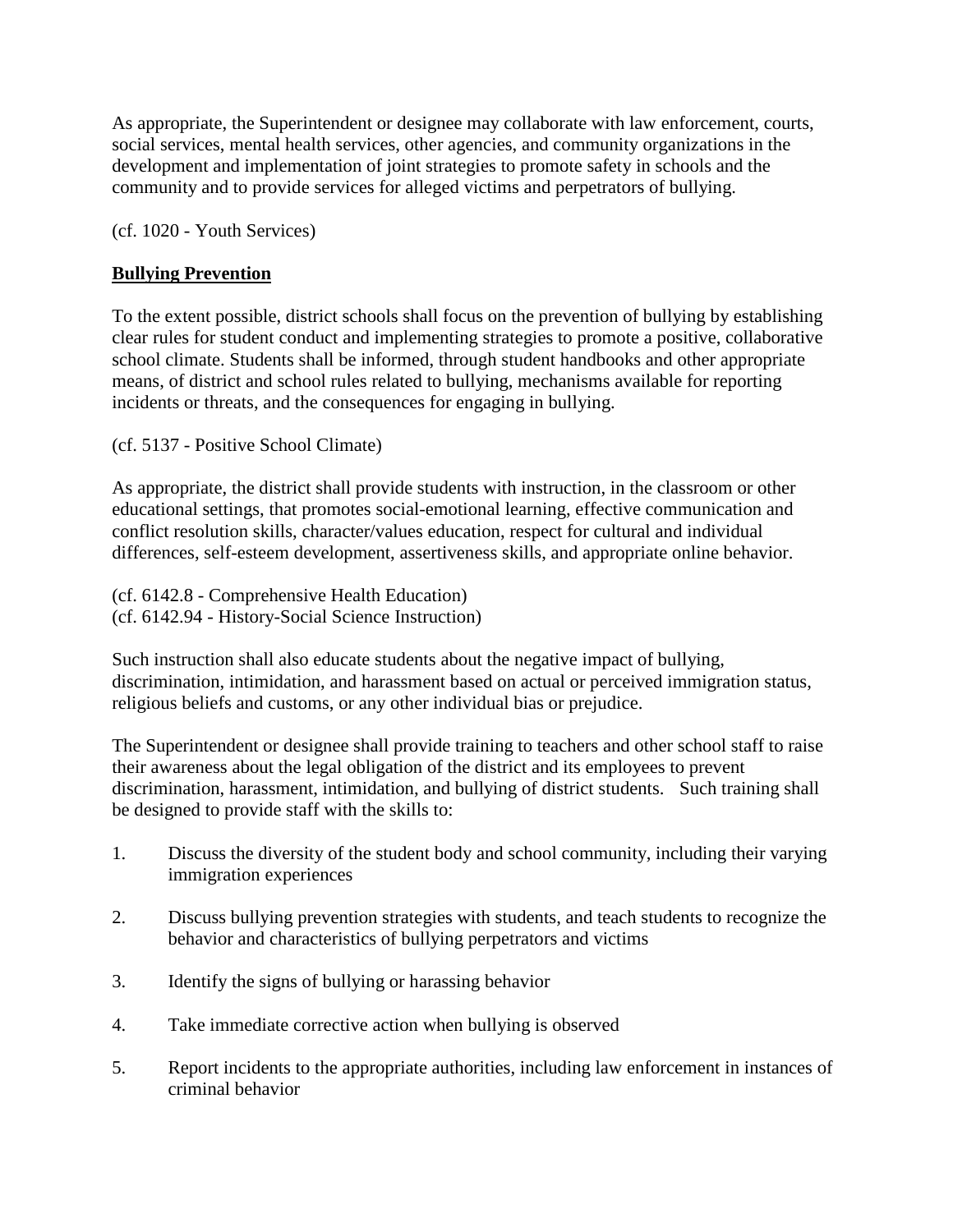As appropriate, the Superintendent or designee may collaborate with law enforcement, courts, social services, mental health services, other agencies, and community organizations in the development and implementation of joint strategies to promote safety in schools and the community and to provide services for alleged victims and perpetrators of bullying.

(cf. 1020 - Youth Services)

**Bullying Prevention**

To the extent possible, district schools shall focus on the prevention of bullying by establishing clear rules for student conduct and implementing strategies to promote a positive, collaborative school climate. Students shall be informed, through student handbooks and other appropriate means, of district and school rules related to bullying, mechanisms available for reporting incidents or threats, and the consequences for engaging in bullying.

(cf. 5137 - Positive School Climate)

As appropriate, the district shall provide students with instruction, in the classroom or other educational settings, that promotes social-emotional learning, effective communication and conflict resolution skills, character/values education, respect for cultural and individual differences, self-esteem development, assertiveness skills, and appropriate online behavior.

(cf. 6142.8 - Comprehensive Health Education)
(cf. 6142.94 - History-Social Science Instruction)

Such instruction shall also educate students about the negative impact of bullying, discrimination, intimidation, and harassment based on actual or perceived immigration status, religious beliefs and customs, or any other individual bias or prejudice.

The Superintendent or designee shall provide training to teachers and other school staff to raise their awareness about the legal obligation of the district and its employees to prevent discrimination, harassment, intimidation, and bullying of district students. Such training shall be designed to provide staff with the skills to:

1. Discuss the diversity of the student body and school community, including their varying immigration experiences

2. Discuss bullying prevention strategies with students, and teach students to recognize the behavior and characteristics of bullying perpetrators and victims

3. Identify the signs of bullying or harassing behavior

4. Take immediate corrective action when bullying is observed

5. Report incidents to the appropriate authorities, including law enforcement in instances of criminal behavior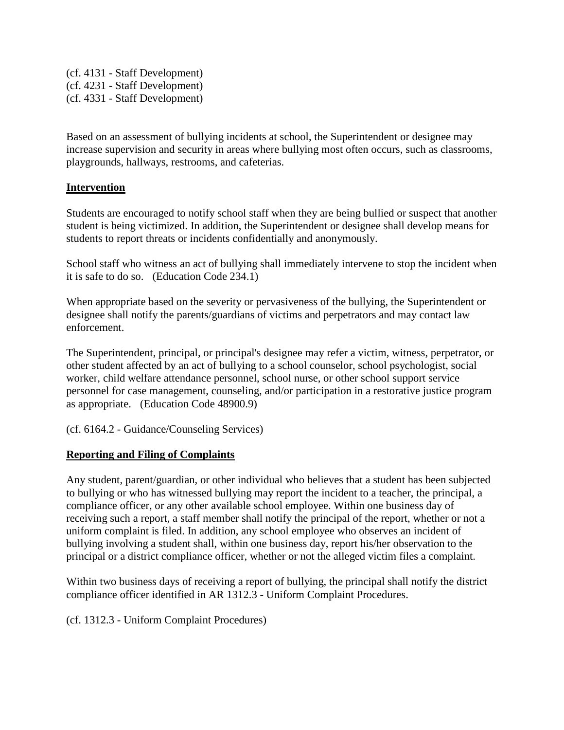(cf. 4131 - Staff Development)
(cf. 4231 - Staff Development)
(cf. 4331 - Staff Development)

Based on an assessment of bullying incidents at school, the Superintendent or designee may increase supervision and security in areas where bullying most often occurs, such as classrooms, playgrounds, hallways, restrooms, and cafeterias.

## Intervention

Students are encouraged to notify school staff when they are being bullied or suspect that another student is being victimized. In addition, the Superintendent or designee shall develop means for students to report threats or incidents confidentially and anonymously.

School staff who witness an act of bullying shall immediately intervene to stop the incident when it is safe to do so. (Education Code 234.1)

When appropriate based on the severity or pervasiveness of the bullying, the Superintendent or designee shall notify the parents/guardians of victims and perpetrators and may contact law enforcement.

The Superintendent, principal, or principal's designee may refer a victim, witness, perpetrator, or other student affected by an act of bullying to a school counselor, school psychologist, social worker, child welfare attendance personnel, school nurse, or other school support service personnel for case management, counseling, and/or participation in a restorative justice program as appropriate. (Education Code 48900.9)

(cf. 6164.2 - Guidance/Counseling Services)

## Reporting and Filing of Complaints

Any student, parent/guardian, or other individual who believes that a student has been subjected to bullying or who has witnessed bullying may report the incident to a teacher, the principal, a compliance officer, or any other available school employee. Within one business day of receiving such a report, a staff member shall notify the principal of the report, whether or not a uniform complaint is filed. In addition, any school employee who observes an incident of bullying involving a student shall, within one business day, report his/her observation to the principal or a district compliance officer, whether or not the alleged victim files a complaint.

Within two business days of receiving a report of bullying, the principal shall notify the district compliance officer identified in AR 1312.3 - Uniform Complaint Procedures.

(cf. 1312.3 - Uniform Complaint Procedures)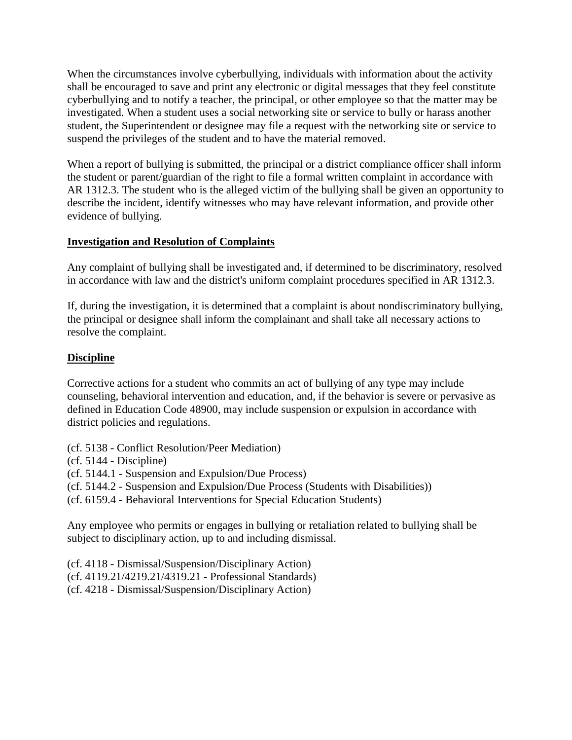When the circumstances involve cyberbullying, individuals with information about the activity shall be encouraged to save and print any electronic or digital messages that they feel constitute cyberbullying and to notify a teacher, the principal, or other employee so that the matter may be investigated. When a student uses a social networking site or service to bully or harass another student, the Superintendent or designee may file a request with the networking site or service to suspend the privileges of the student and to have the material removed.

When a report of bullying is submitted, the principal or a district compliance officer shall inform the student or parent/guardian of the right to file a formal written complaint in accordance with AR 1312.3. The student who is the alleged victim of the bullying shall be given an opportunity to describe the incident, identify witnesses who may have relevant information, and provide other evidence of bullying.

## Investigation and Resolution of Complaints

Any complaint of bullying shall be investigated and, if determined to be discriminatory, resolved in accordance with law and the district's uniform complaint procedures specified in AR 1312.3.

If, during the investigation, it is determined that a complaint is about nondiscriminatory bullying, the principal or designee shall inform the complainant and shall take all necessary actions to resolve the complaint.

## Discipline

Corrective actions for a student who commits an act of bullying of any type may include counseling, behavioral intervention and education, and, if the behavior is severe or pervasive as defined in Education Code 48900, may include suspension or expulsion in accordance with district policies and regulations.

(cf. 5138 - Conflict Resolution/Peer Mediation)
(cf. 5144 - Discipline)
(cf. 5144.1 - Suspension and Expulsion/Due Process)
(cf. 5144.2 - Suspension and Expulsion/Due Process (Students with Disabilities))
(cf. 6159.4 - Behavioral Interventions for Special Education Students)

Any employee who permits or engages in bullying or retaliation related to bullying shall be subject to disciplinary action, up to and including dismissal.

(cf. 4118 - Dismissal/Suspension/Disciplinary Action)
(cf. 4119.21/4219.21/4319.21 - Professional Standards)
(cf. 4218 - Dismissal/Suspension/Disciplinary Action)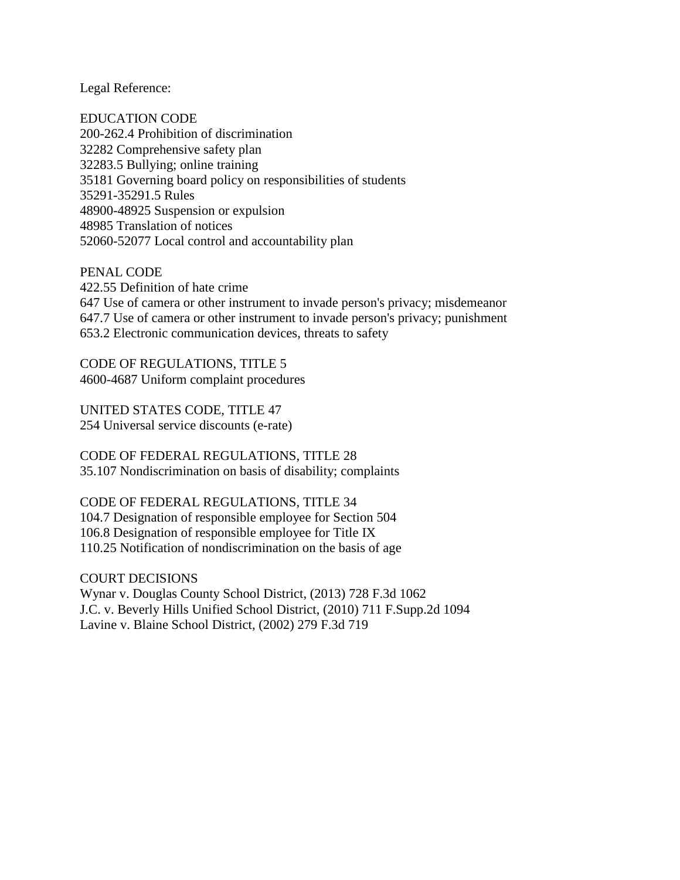Legal Reference:

EDUCATION CODE
200-262.4 Prohibition of discrimination
32282 Comprehensive safety plan
32283.5 Bullying; online training
35181 Governing board policy on responsibilities of students
35291-35291.5 Rules
48900-48925 Suspension or expulsion
48985 Translation of notices
52060-52077 Local control and accountability plan

PENAL CODE
422.55 Definition of hate crime
647 Use of camera or other instrument to invade person's privacy; misdemeanor
647.7 Use of camera or other instrument to invade person's privacy; punishment
653.2 Electronic communication devices, threats to safety

CODE OF REGULATIONS, TITLE 5
4600-4687 Uniform complaint procedures

UNITED STATES CODE, TITLE 47
254 Universal service discounts (e-rate)

CODE OF FEDERAL REGULATIONS, TITLE 28
35.107 Nondiscrimination on basis of disability; complaints

CODE OF FEDERAL REGULATIONS, TITLE 34
104.7 Designation of responsible employee for Section 504
106.8 Designation of responsible employee for Title IX
110.25 Notification of nondiscrimination on the basis of age

COURT DECISIONS
Wynar v. Douglas County School District, (2013) 728 F.3d 1062
J.C. v. Beverly Hills Unified School District, (2010) 711 F.Supp.2d 1094
Lavine v. Blaine School District, (2002) 279 F.3d 719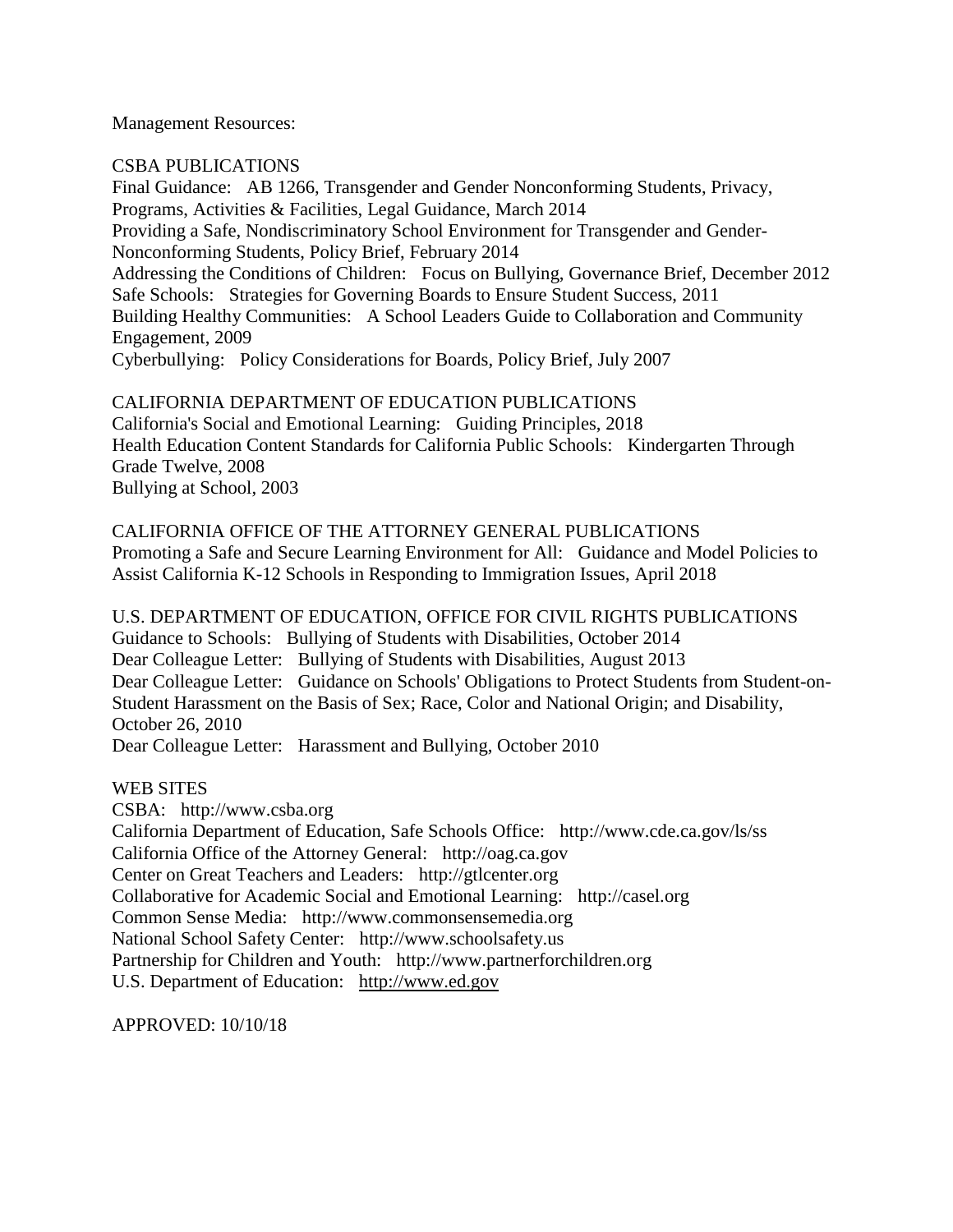Management Resources:

CSBA PUBLICATIONS

Final Guidance: AB 1266, Transgender and Gender Nonconforming Students, Privacy, Programs, Activities & Facilities, Legal Guidance, March 2014

Providing a Safe, Nondiscriminatory School Environment for Transgender and Gender-Nonconforming Students, Policy Brief, February 2014

Addressing the Conditions of Children: Focus on Bullying, Governance Brief, December 2012

Safe Schools: Strategies for Governing Boards to Ensure Student Success, 2011

Building Healthy Communities: A School Leaders Guide to Collaboration and Community Engagement, 2009

Cyberbullying: Policy Considerations for Boards, Policy Brief, July 2007

CALIFORNIA DEPARTMENT OF EDUCATION PUBLICATIONS

California's Social and Emotional Learning: Guiding Principles, 2018

Health Education Content Standards for California Public Schools: Kindergarten Through Grade Twelve, 2008

Bullying at School, 2003

CALIFORNIA OFFICE OF THE ATTORNEY GENERAL PUBLICATIONS

Promoting a Safe and Secure Learning Environment for All: Guidance and Model Policies to Assist California K-12 Schools in Responding to Immigration Issues, April 2018

U.S. DEPARTMENT OF EDUCATION, OFFICE FOR CIVIL RIGHTS PUBLICATIONS

Guidance to Schools: Bullying of Students with Disabilities, October 2014

Dear Colleague Letter: Bullying of Students with Disabilities, August 2013

Dear Colleague Letter: Guidance on Schools' Obligations to Protect Students from Student-on-Student Harassment on the Basis of Sex; Race, Color and National Origin; and Disability, October 26, 2010

Dear Colleague Letter: Harassment and Bullying, October 2010

WEB SITES

CSBA: http://www.csba.org

California Department of Education, Safe Schools Office: http://www.cde.ca.gov/ls/ss

California Office of the Attorney General: http://oag.ca.gov

Center on Great Teachers and Leaders: http://gtlcenter.org

Collaborative for Academic Social and Emotional Learning: http://casel.org

Common Sense Media: http://www.commonsensemedia.org

National School Safety Center: http://www.schoolsafety.us

Partnership for Children and Youth: http://www.partnerforchildren.org

U.S. Department of Education: http://www.ed.gov

APPROVED: 10/10/18